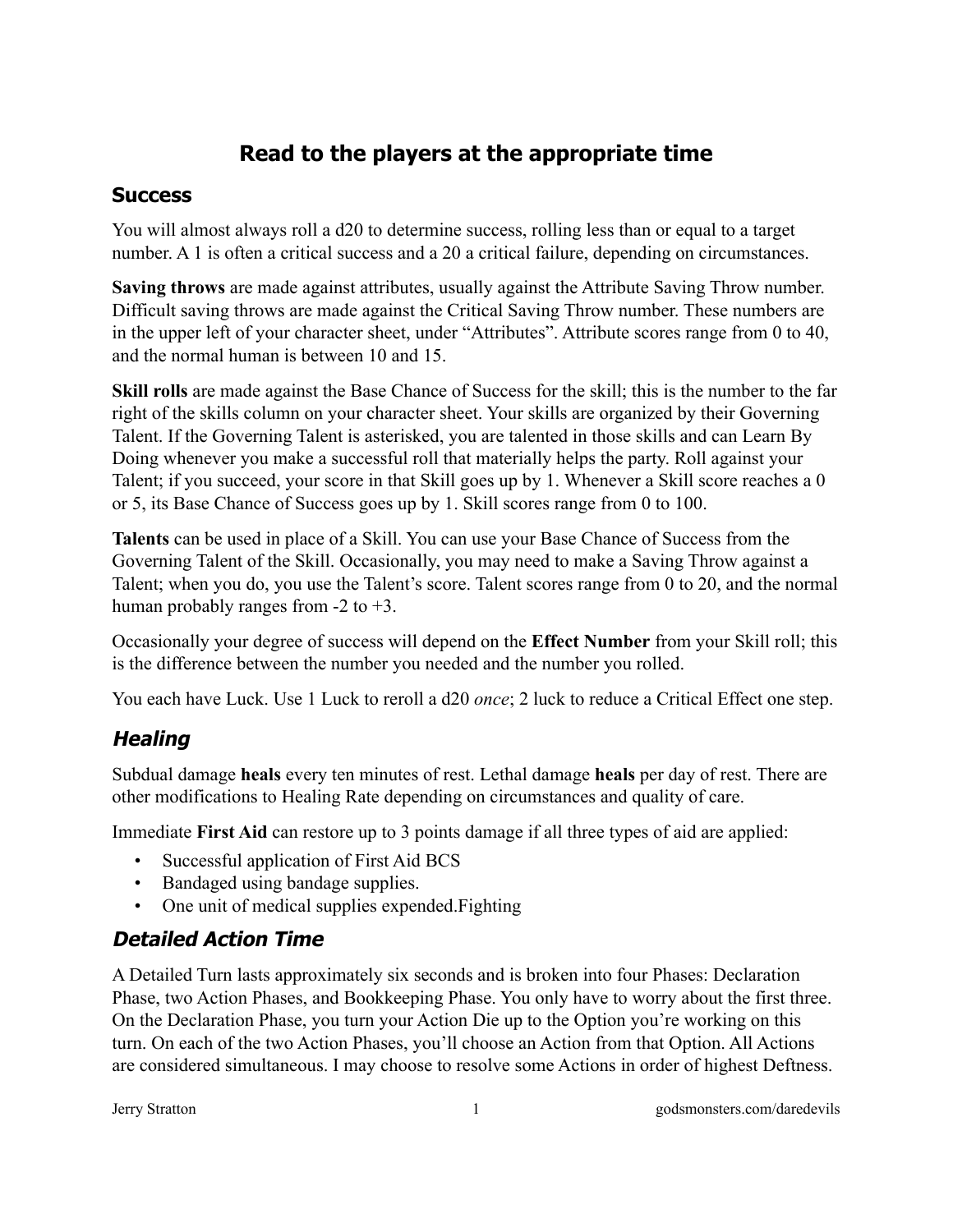# Read to the players at the appropriate time

## Success

You will almost always roll a d20 to determine success, rolling less than or equal to a target number. A 1 is often a critical success and a 20 a critical failure, depending on circumstances.

**Saving throws** are made against attributes, usually against the Attribute Saving Throw number. Difficult saving throws are made against the Critical Saving Throw number. These numbers are in the upper left of your character sheet, under “Attributes”. Attribute scores range from 0 to 40, and the normal human is between 10 and 15.

**Skill rolls** are made against the Base Chance of Success for the skill; this is the number to the far right of the skills column on your character sheet. Your skills are organized by their Governing Talent. If the Governing Talent is asterisked, you are talented in those skills and can Learn By Doing whenever you make a successful roll that materially helps the party. Roll against your Talent; if you succeed, your score in that Skill goes up by 1. Whenever a Skill score reaches a 0 or 5, its Base Chance of Success goes up by 1. Skill scores range from 0 to 100.

**Talents** can be used in place of a Skill. You can use your Base Chance of Success from the Governing Talent of the Skill. Occasionally, you may need to make a Saving Throw against a Talent; when you do, you use the Talent’s score. Talent scores range from 0 to 20, and the normal human probably ranges from -2 to +3.

Occasionally your degree of success will depend on the **Effect Number** from your Skill roll; this is the difference between the number you needed and the number you rolled.

You each have Luck. Use 1 Luck to reroll a d20 *once*; 2 luck to reduce a Critical Effect one step.

## *Healing*

Subdual damage **heals** every ten minutes of rest. Lethal damage **heals** per day of rest. There are other modifications to Healing Rate depending on circumstances and quality of care.

Immediate **First Aid** can restore up to 3 points damage if all three types of aid are applied:

- Successful application of First Aid BCS
- Bandaged using bandage supplies.
- One unit of medical supplies expended.Fighting

## *Detailed Action Time*

A Detailed Turn lasts approximately six seconds and is broken into four Phases: Declaration Phase, two Action Phases, and Bookkeeping Phase. You only have to worry about the first three. On the Declaration Phase, you turn your Action Die up to the Option you’re working on this turn. On each of the two Action Phases, you’ll choose an Action from that Option. All Actions are considered simultaneous. I may choose to resolve some Actions in order of highest Deftness.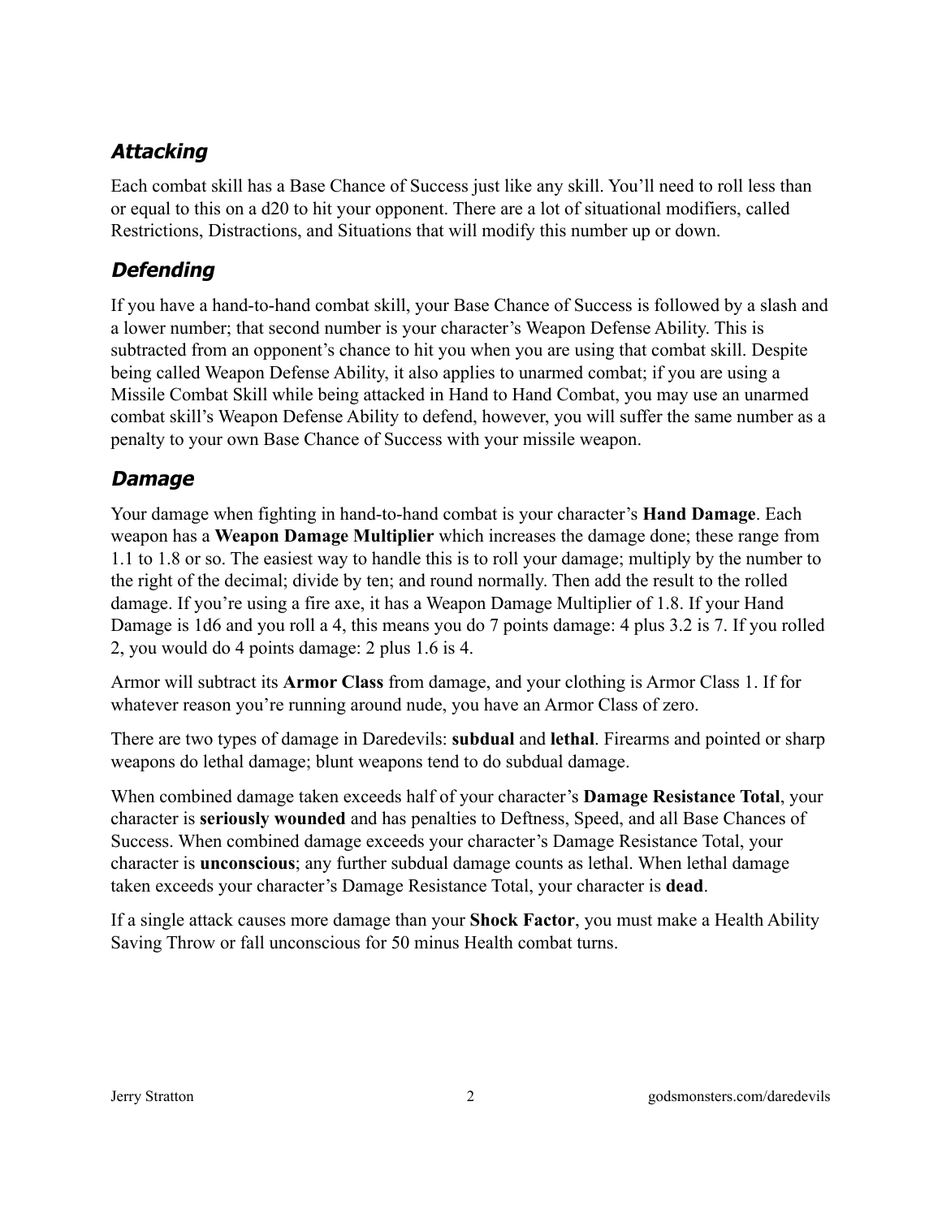### *Attacking*

Each combat skill has a Base Chance of Success just like any skill. You'll need to roll less than or equal to this on a d20 to hit your opponent. There are a lot of situational modifiers, called Restrictions, Distractions, and Situations that will modify this number up or down.

### *Defending*

If you have a hand-to-hand combat skill, your Base Chance of Success is followed by a slash and a lower number; that second number is your character's Weapon Defense Ability. This is subtracted from an opponent's chance to hit you when you are using that combat skill. Despite being called Weapon Defense Ability, it also applies to unarmed combat; if you are using a Missile Combat Skill while being attacked in Hand to Hand Combat, you may use an unarmed combat skill's Weapon Defense Ability to defend, however, you will suffer the same number as a penalty to your own Base Chance of Success with your missile weapon.

### *Damage*

Your damage when fighting in hand-to-hand combat is your character's **Hand Damage**. Each weapon has a **Weapon Damage Multiplier** which increases the damage done; these range from 1.1 to 1.8 or so. The easiest way to handle this is to roll your damage; multiply by the number to the right of the decimal; divide by ten; and round normally. Then add the result to the rolled damage. If you're using a fire axe, it has a Weapon Damage Multiplier of 1.8. If your Hand Damage is 1d6 and you roll a 4, this means you do 7 points damage: 4 plus 3.2 is 7. If you rolled 2, you would do 4 points damage: 2 plus 1.6 is 4.

Armor will subtract its **Armor Class** from damage, and your clothing is Armor Class 1. If for whatever reason you're running around nude, you have an Armor Class of zero.

There are two types of damage in Daredevils: **subdual** and **lethal**. Firearms and pointed or sharp weapons do lethal damage; blunt weapons tend to do subdual damage.

When combined damage taken exceeds half of your character's **Damage Resistance Total**, your character is **seriously wounded** and has penalties to Deftness, Speed, and all Base Chances of Success. When combined damage exceeds your character's Damage Resistance Total, your character is **unconscious**; any further subdual damage counts as lethal. When lethal damage taken exceeds your character's Damage Resistance Total, your character is **dead**.

If a single attack causes more damage than your **Shock Factor**, you must make a Health Ability Saving Throw or fall unconscious for 50 minus Health combat turns.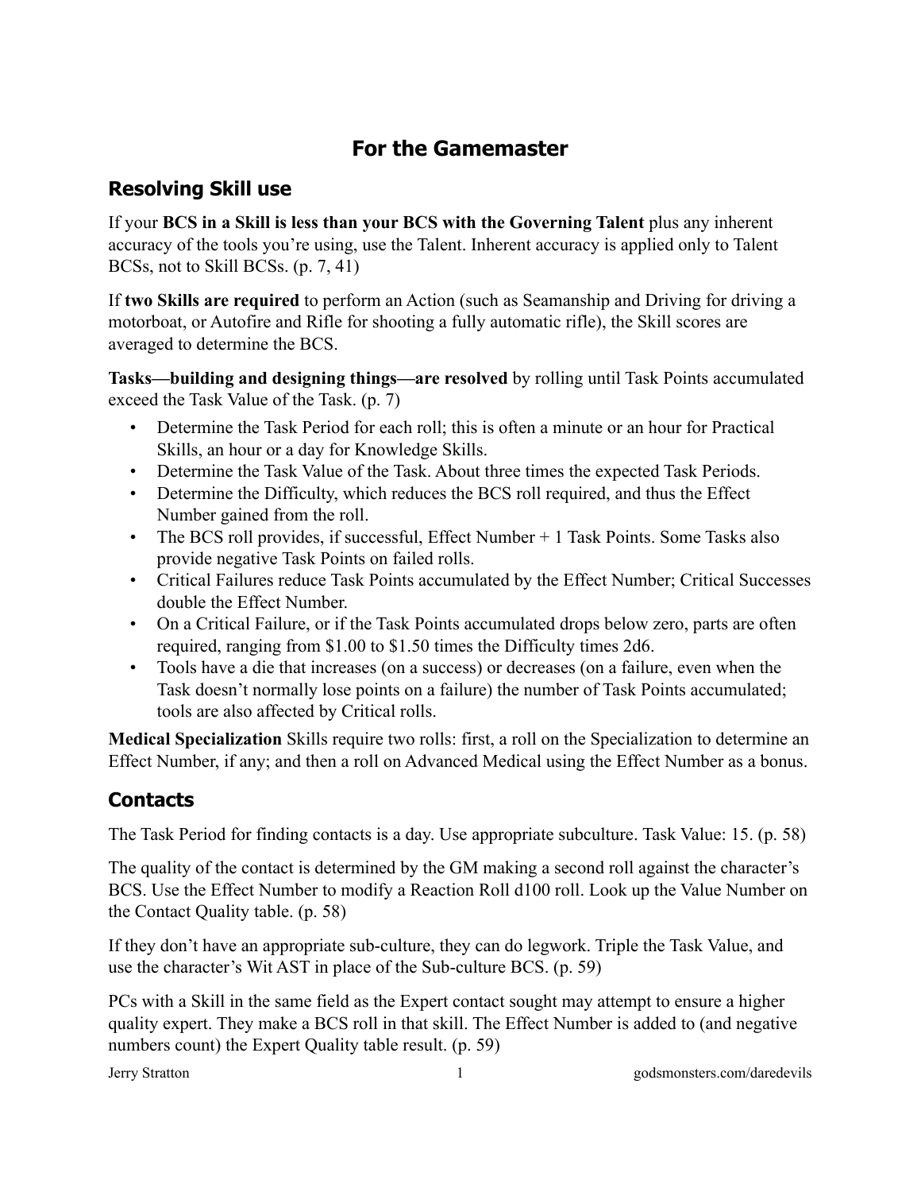# For the Gamemaster

## Resolving Skill use

If your **BCS in a Skill is less than your BCS with the Governing Talent** plus any inherent accuracy of the tools you're using, use the Talent. Inherent accuracy is applied only to Talent BCSs, not to Skill BCSs. (p. 7, 41)

If **two Skills are required** to perform an Action (such as Seamanship and Driving for driving a motorboat, or Autofire and Rifle for shooting a fully automatic rifle), the Skill scores are averaged to determine the BCS.

**Tasks—building and designing things—are resolved** by rolling until Task Points accumulated exceed the Task Value of the Task. (p. 7)

- Determine the Task Period for each roll; this is often a minute or an hour for Practical Skills, an hour or a day for Knowledge Skills.
- Determine the Task Value of the Task. About three times the expected Task Periods.
- Determine the Difficulty, which reduces the BCS roll required, and thus the Effect Number gained from the roll.
- The BCS roll provides, if successful, Effect Number + 1 Task Points. Some Tasks also provide negative Task Points on failed rolls.
- Critical Failures reduce Task Points accumulated by the Effect Number; Critical Successes double the Effect Number.
- On a Critical Failure, or if the Task Points accumulated drops below zero, parts are often required, ranging from $1.00 to $1.50 times the Difficulty times 2d6.
- Tools have a die that increases (on a success) or decreases (on a failure, even when the Task doesn't normally lose points on a failure) the number of Task Points accumulated; tools are also affected by Critical rolls.

**Medical Specialization** Skills require two rolls: first, a roll on the Specialization to determine an Effect Number, if any; and then a roll on Advanced Medical using the Effect Number as a bonus.

## Contacts

The Task Period for finding contacts is a day. Use appropriate subculture. Task Value: 15. (p. 58)

The quality of the contact is determined by the GM making a second roll against the character's BCS. Use the Effect Number to modify a Reaction Roll d100 roll. Look up the Value Number on the Contact Quality table. (p. 58)

If they don't have an appropriate sub-culture, they can do legwork. Triple the Task Value, and use the character's Wit AST in place of the Sub-culture BCS. (p. 59)

PCs with a Skill in the same field as the Expert contact sought may attempt to ensure a higher quality expert. They make a BCS roll in that skill. The Effect Number is added to (and negative numbers count) the Expert Quality table result. (p. 59)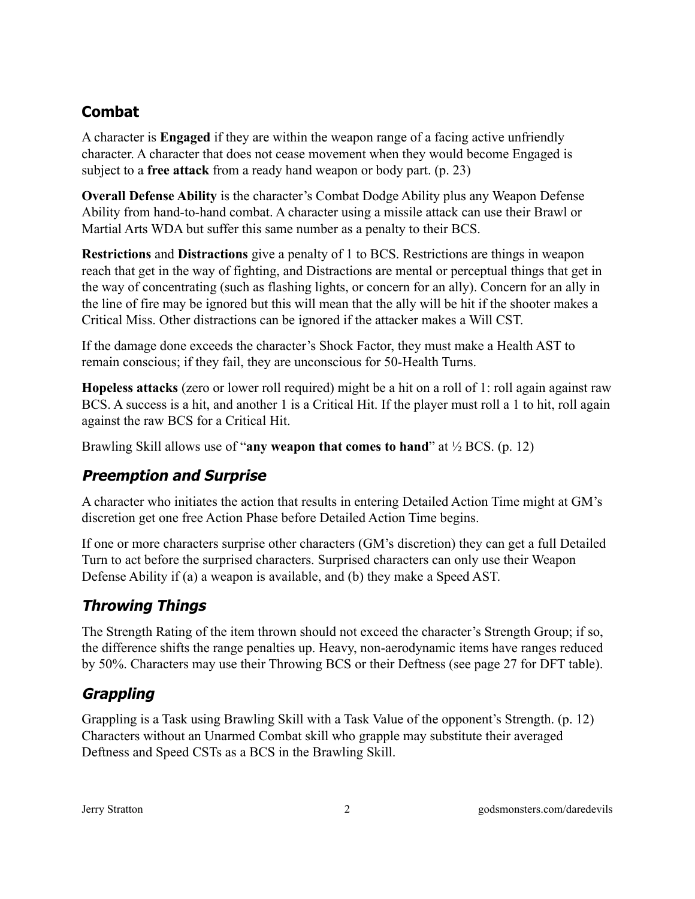## Combat

A character is **Engaged** if they are within the weapon range of a facing active unfriendly character. A character that does not cease movement when they would become Engaged is subject to a **free attack** from a ready hand weapon or body part. (p. 23)

**Overall Defense Ability** is the character's Combat Dodge Ability plus any Weapon Defense Ability from hand-to-hand combat. A character using a missile attack can use their Brawl or Martial Arts WDA but suffer this same number as a penalty to their BCS.

**Restrictions** and **Distractions** give a penalty of 1 to BCS. Restrictions are things in weapon reach that get in the way of fighting, and Distractions are mental or perceptual things that get in the way of concentrating (such as flashing lights, or concern for an ally). Concern for an ally in the line of fire may be ignored but this will mean that the ally will be hit if the shooter makes a Critical Miss. Other distractions can be ignored if the attacker makes a Will CST.

If the damage done exceeds the character's Shock Factor, they must make a Health AST to remain conscious; if they fail, they are unconscious for 50-Health Turns.

**Hopeless attacks** (zero or lower roll required) might be a hit on a roll of 1: roll again against raw BCS. A success is a hit, and another 1 is a Critical Hit. If the player must roll a 1 to hit, roll again against the raw BCS for a Critical Hit.

Brawling Skill allows use of "**any weapon that comes to hand**" at ½ BCS. (p. 12)

### *Preemption and Surprise*

A character who initiates the action that results in entering Detailed Action Time might at GM's discretion get one free Action Phase before Detailed Action Time begins.

If one or more characters surprise other characters (GM's discretion) they can get a full Detailed Turn to act before the surprised characters. Surprised characters can only use their Weapon Defense Ability if (a) a weapon is available, and (b) they make a Speed AST.

### *Throwing Things*

The Strength Rating of the item thrown should not exceed the character's Strength Group; if so, the difference shifts the range penalties up. Heavy, non-aerodynamic items have ranges reduced by 50%. Characters may use their Throwing BCS or their Deftness (see page 27 for DFT table).

### *Grappling*

Grappling is a Task using Brawling Skill with a Task Value of the opponent's Strength. (p. 12) Characters without an Unarmed Combat skill who grapple may substitute their averaged Deftness and Speed CSTs as a BCS in the Brawling Skill.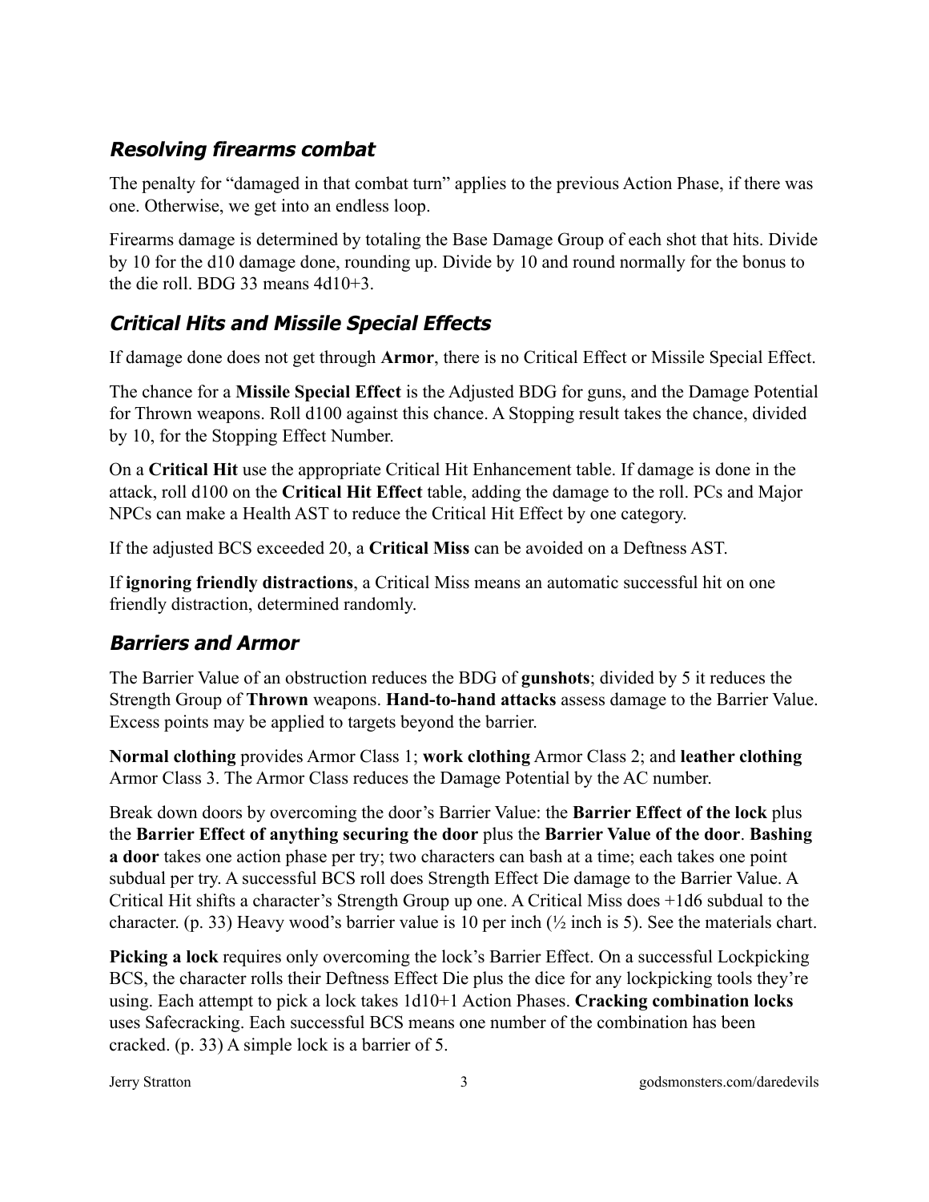## *Resolving firearms combat*

The penalty for "damaged in that combat turn" applies to the previous Action Phase, if there was one. Otherwise, we get into an endless loop.

Firearms damage is determined by totaling the Base Damage Group of each shot that hits. Divide by 10 for the d10 damage done, rounding up. Divide by 10 and round normally for the bonus to the die roll. BDG 33 means 4d10+3.

## *Critical Hits and Missile Special Effects*

If damage done does not get through **Armor**, there is no Critical Effect or Missile Special Effect.

The chance for a **Missile Special Effect** is the Adjusted BDG for guns, and the Damage Potential for Thrown weapons. Roll d100 against this chance. A Stopping result takes the chance, divided by 10, for the Stopping Effect Number.

On a **Critical Hit** use the appropriate Critical Hit Enhancement table. If damage is done in the attack, roll d100 on the **Critical Hit Effect** table, adding the damage to the roll. PCs and Major NPCs can make a Health AST to reduce the Critical Hit Effect by one category.

If the adjusted BCS exceeded 20, a **Critical Miss** can be avoided on a Deftness AST.

If **ignoring friendly distractions**, a Critical Miss means an automatic successful hit on one friendly distraction, determined randomly.

## *Barriers and Armor*

The Barrier Value of an obstruction reduces the BDG of **gunshots**; divided by 5 it reduces the Strength Group of **Thrown** weapons. **Hand-to-hand attacks** assess damage to the Barrier Value. Excess points may be applied to targets beyond the barrier.

**Normal clothing** provides Armor Class 1; **work clothing** Armor Class 2; and **leather clothing** Armor Class 3. The Armor Class reduces the Damage Potential by the AC number.

Break down doors by overcoming the door's Barrier Value: the **Barrier Effect of the lock** plus the **Barrier Effect of anything securing the door** plus the **Barrier Value of the door**. **Bashing a door** takes one action phase per try; two characters can bash at a time; each takes one point subdual per try. A successful BCS roll does Strength Effect Die damage to the Barrier Value. A Critical Hit shifts a character's Strength Group up one. A Critical Miss does +1d6 subdual to the character. (p. 33) Heavy wood's barrier value is 10 per inch (½ inch is 5). See the materials chart.

**Picking a lock** requires only overcoming the lock's Barrier Effect. On a successful Lockpicking BCS, the character rolls their Deftness Effect Die plus the dice for any lockpicking tools they're using. Each attempt to pick a lock takes 1d10+1 Action Phases. **Cracking combination locks** uses Safecracking. Each successful BCS means one number of the combination has been cracked. (p. 33) A simple lock is a barrier of 5.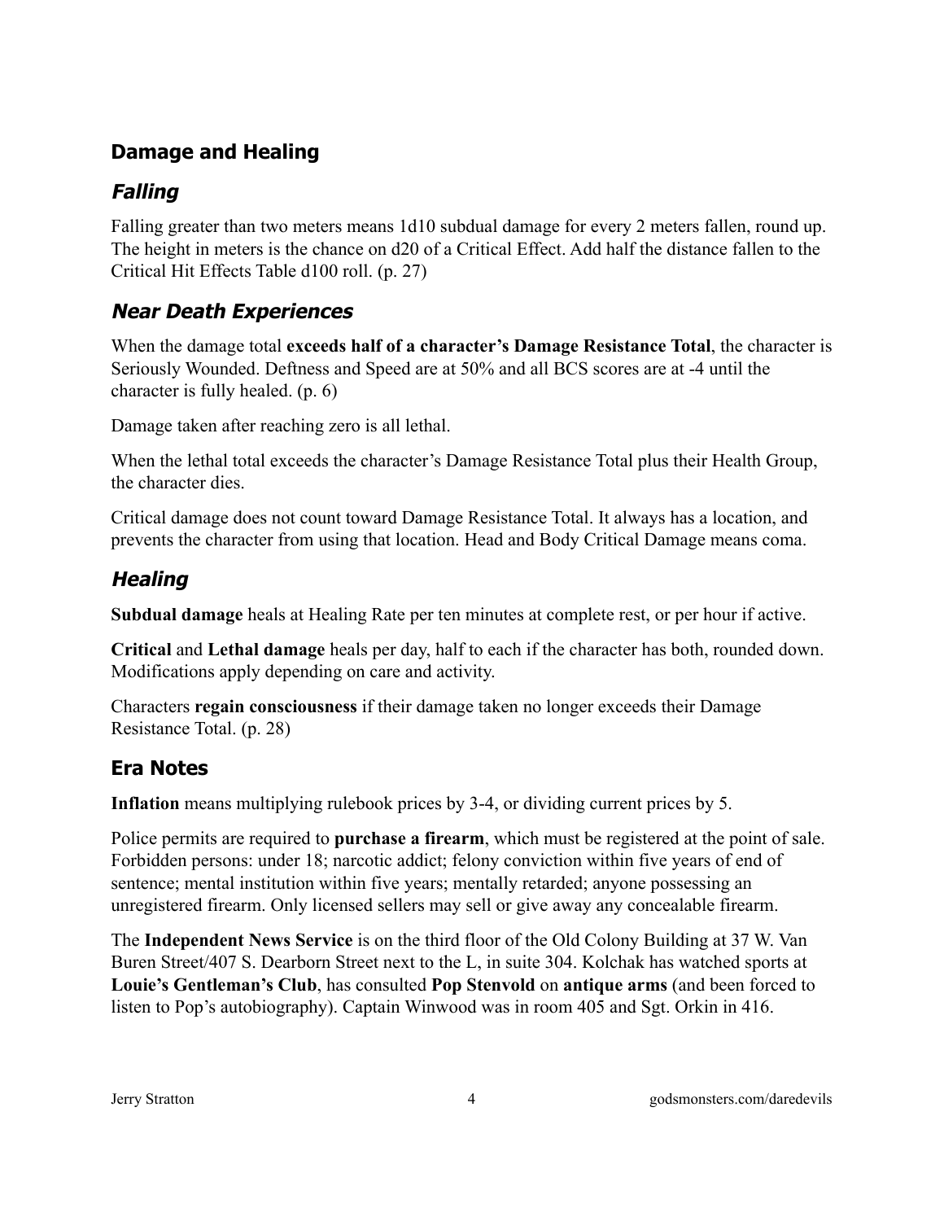## Damage and Healing

### *Falling*

Falling greater than two meters means 1d10 subdual damage for every 2 meters fallen, round up. The height in meters is the chance on d20 of a Critical Effect. Add half the distance fallen to the Critical Hit Effects Table d100 roll. (p. 27)

### *Near Death Experiences*

When the damage total **exceeds half of a character's Damage Resistance Total**, the character is Seriously Wounded. Deftness and Speed are at 50% and all BCS scores are at -4 until the character is fully healed. (p. 6)

Damage taken after reaching zero is all lethal.

When the lethal total exceeds the character's Damage Resistance Total plus their Health Group, the character dies.

Critical damage does not count toward Damage Resistance Total. It always has a location, and prevents the character from using that location. Head and Body Critical Damage means coma.

### *Healing*

**Subdual damage** heals at Healing Rate per ten minutes at complete rest, or per hour if active.

**Critical** and **Lethal damage** heals per day, half to each if the character has both, rounded down. Modifications apply depending on care and activity.

Characters **regain consciousness** if their damage taken no longer exceeds their Damage Resistance Total. (p. 28)

## Era Notes

**Inflation** means multiplying rulebook prices by 3-4, or dividing current prices by 5.

Police permits are required to **purchase a firearm**, which must be registered at the point of sale. Forbidden persons: under 18; narcotic addict; felony conviction within five years of end of sentence; mental institution within five years; mentally retarded; anyone possessing an unregistered firearm. Only licensed sellers may sell or give away any concealable firearm.

The **Independent News Service** is on the third floor of the Old Colony Building at 37 W. Van Buren Street/407 S. Dearborn Street next to the L, in suite 304. Kolchak has watched sports at **Louie's Gentleman's Club**, has consulted **Pop Stenvold** on **antique arms** (and been forced to listen to Pop's autobiography). Captain Winwood was in room 405 and Sgt. Orkin in 416.